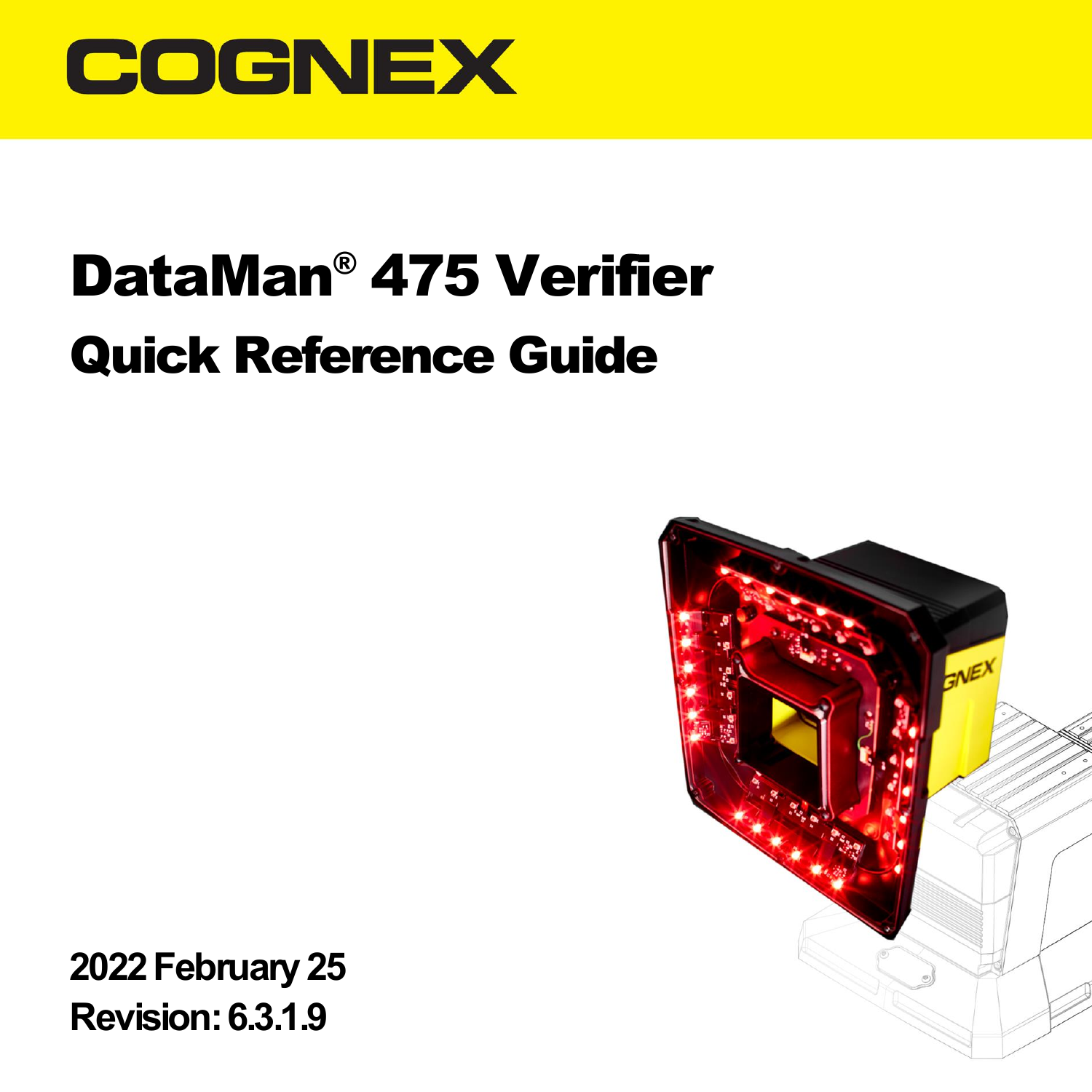COGNEX

# DataMan® 475 Verifier

## Quick Reference Guide

**2022 February 25**

**Revision: 6.3.1.9**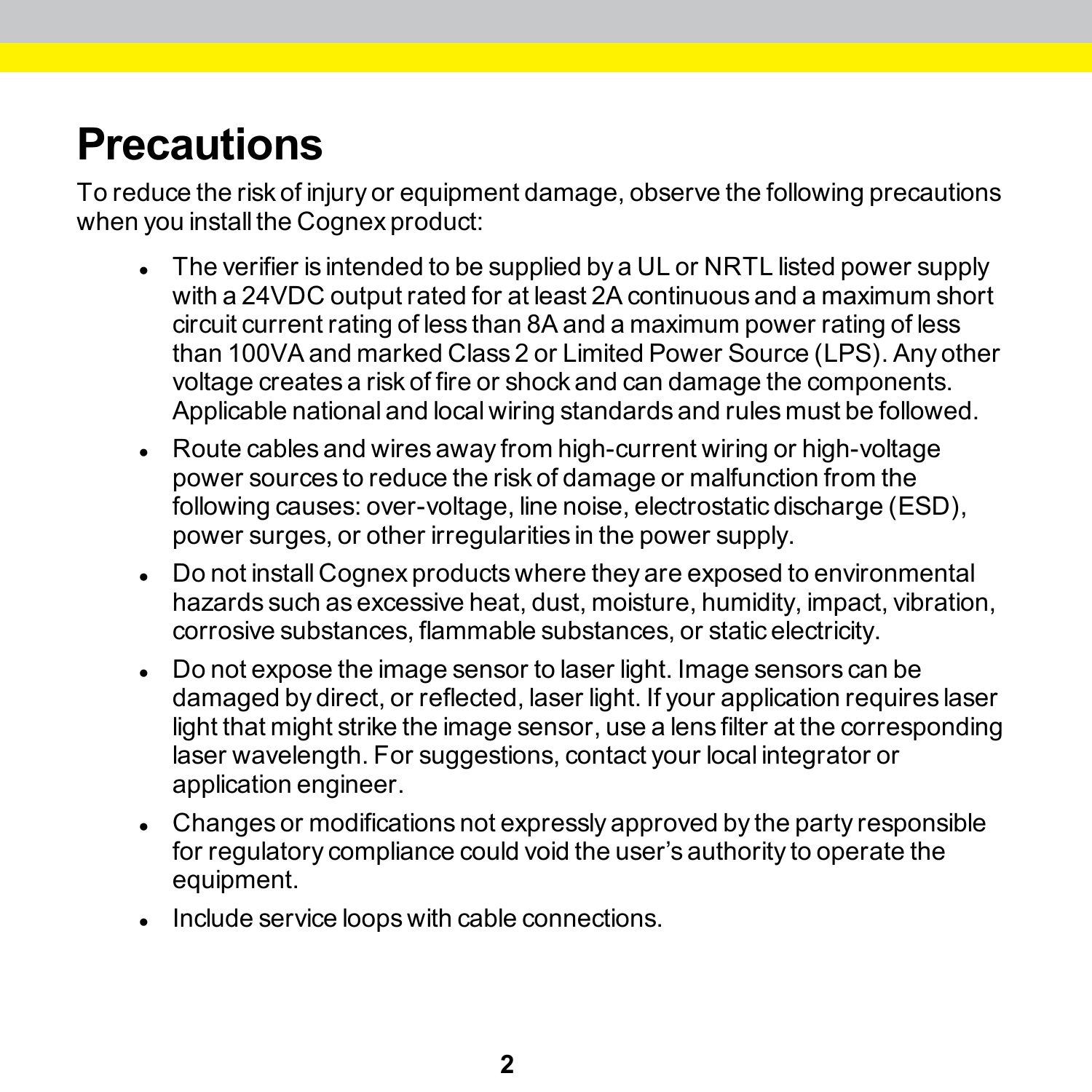# Precautions

To reduce the risk of injury or equipment damage, observe the following precautions when you install the Cognex product:

- The verifier is intended to be supplied by a UL or NRTL listed power supply with a 24VDC output rated for at least 2A continuous and a maximum short circuit current rating of less than 8A and a maximum power rating of less than 100VA and marked Class 2 or Limited Power Source (LPS). Any other voltage creates a risk of fire or shock and can damage the components. Applicable national and local wiring standards and rules must be followed.
- Route cables and wires away from high-current wiring or high-voltage power sources to reduce the risk of damage or malfunction from the following causes: over-voltage, line noise, electrostatic discharge (ESD), power surges, or other irregularities in the power supply.
- Do not install Cognex products where they are exposed to environmental hazards such as excessive heat, dust, moisture, humidity, impact, vibration, corrosive substances, flammable substances, or static electricity.
- Do not expose the image sensor to laser light. Image sensors can be damaged by direct, or reflected, laser light. If your application requires laser light that might strike the image sensor, use a lens filter at the corresponding laser wavelength. For suggestions, contact your local integrator or application engineer.
- Changes or modifications not expressly approved by the party responsible for regulatory compliance could void the user's authority to operate the equipment.
- Include service loops with cable connections.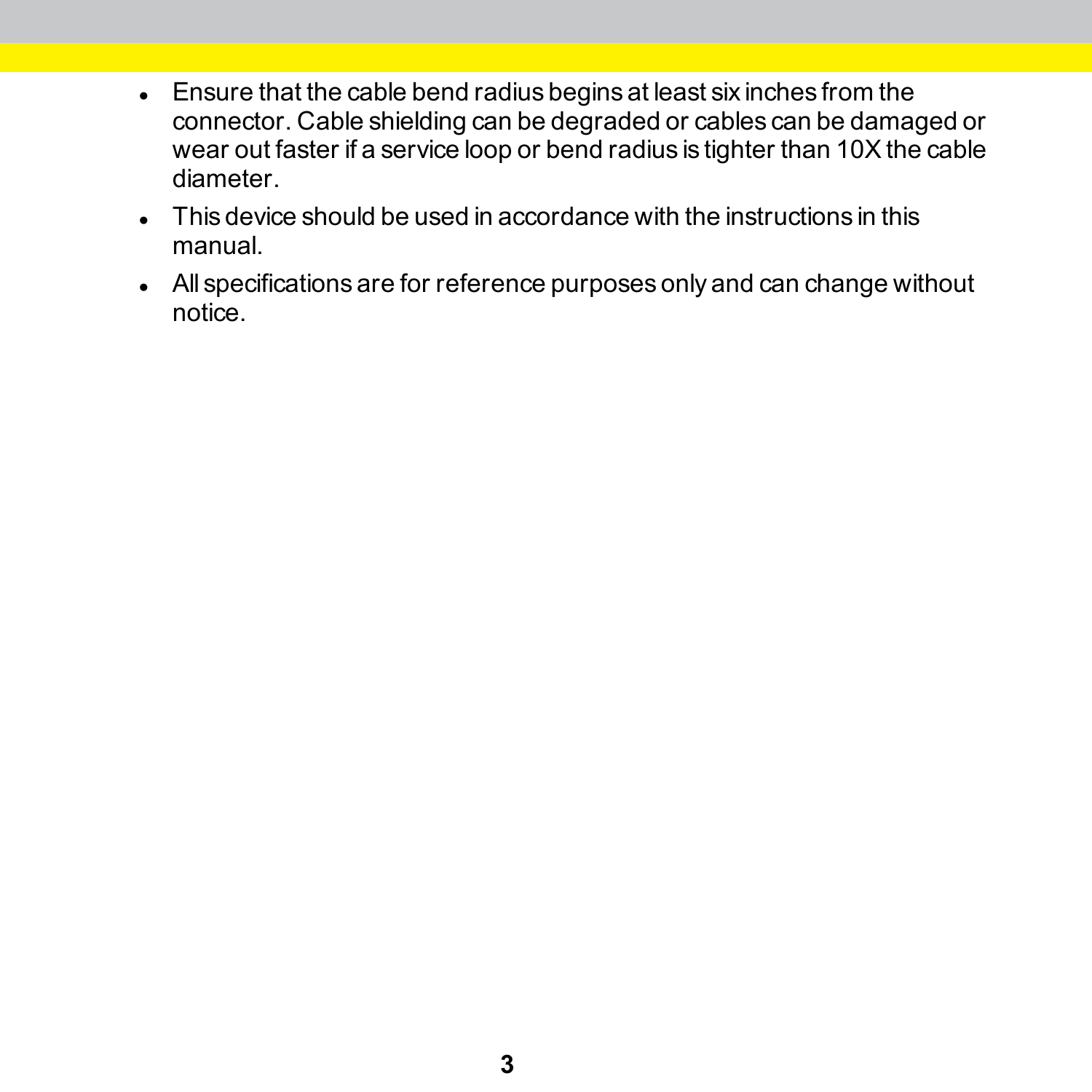- Ensure that the cable bend radius begins at least six inches from the connector. Cable shielding can be degraded or cables can be damaged or wear out faster if a service loop or bend radius is tighter than 10X the cable diameter.
- This device should be used in accordance with the instructions in this manual.
- All specifications are for reference purposes only and can change without notice.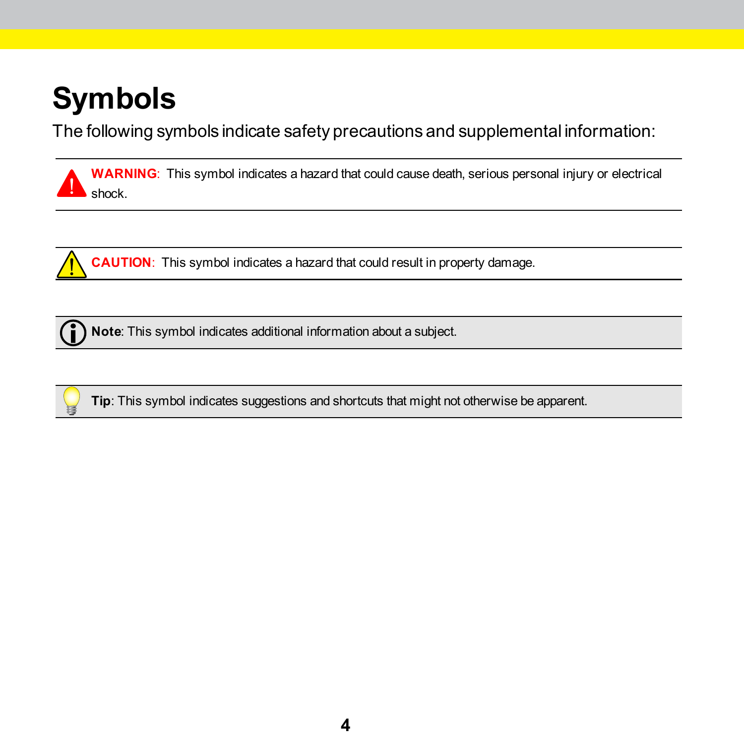# Symbols

The following symbols indicate safety precautions and supplemental information:

**WARNING**: This symbol indicates a hazard that could cause death, serious personal injury or electrical shock.

**CAUTION**: This symbol indicates a hazard that could result in property damage.

**Note**: This symbol indicates additional information about a subject.

**Tip**: This symbol indicates suggestions and shortcuts that might not otherwise be apparent.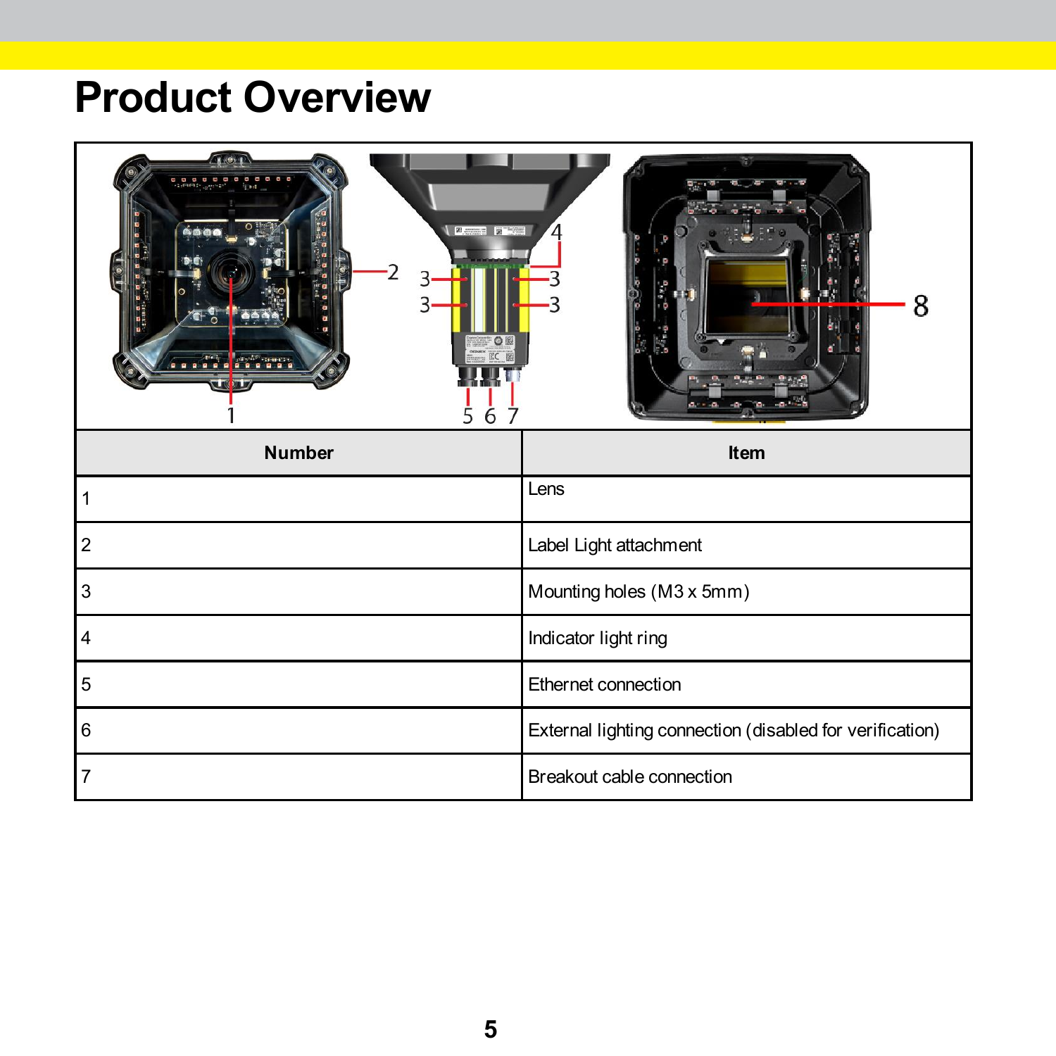# Product Overview

| Number | Item |
|---|---|
| 1 | Lens |
| 2 | Label Light attachment |
| 3 | Mounting holes (M3 x 5mm) |
| 4 | Indicator light ring |
| 5 | Ethernet connection |
| 6 | External lighting connection (disabled for verification) |
| 7 | Breakout cable connection |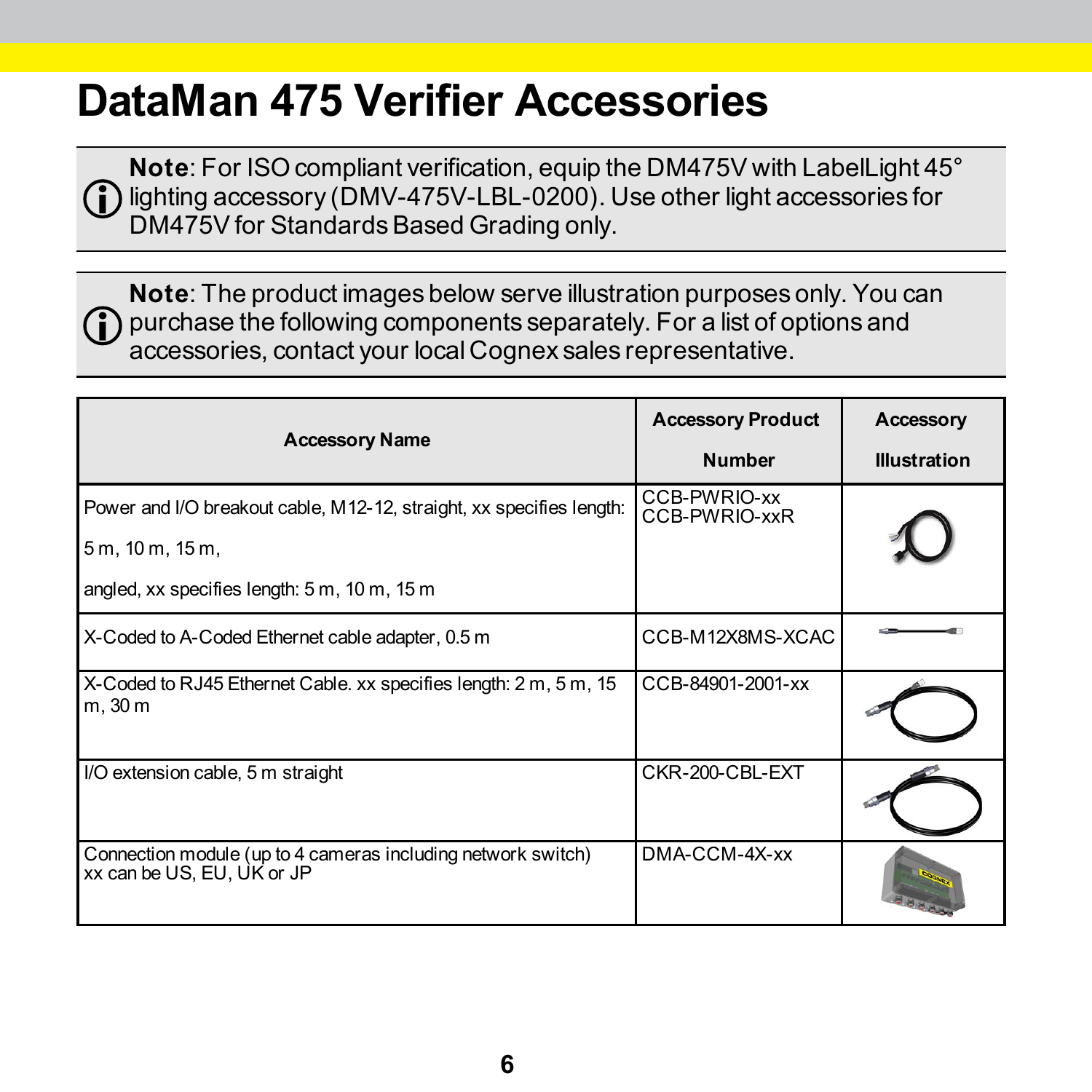# DataMan 475 Verifier Accessories

**Note**: For ISO compliant verification, equip the DM475V with LabelLight 45° lighting accessory (DMV-475V-LBL-0200). Use other light accessories for DM475V for Standards Based Grading only.

**Note**: The product images below serve illustration purposes only. You can purchase the following components separately. For a list of options and accessories, contact your local Cognex sales representative.

| Accessory Name | Accessory Product Number | Accessory Illustration |
|---|---|---|
| Power and I/O breakout cable, M12-12, straight, xx specifies length: 5 m, 10 m, 15 m, angled, xx specifies length: 5 m, 10 m, 15 m | CCB-PWRIO-xx CCB-PWRIO-xxR | |
| X-Coded to A-Coded Ethernet cable adapter, 0.5 m | CCB-M12X8MS-XCAC | |
| X-Coded to RJ45 Ethernet Cable. xx specifies length: 2 m, 5 m, 15 m, 30 m | CCB-84901-2001-xx | |
| I/O extension cable, 5 m straight | CKR-200-CBL-EXT | |
| Connection module (up to 4 cameras including network switch) xx can be US, EU, UK or JP | DMA-CCM-4X-xx | |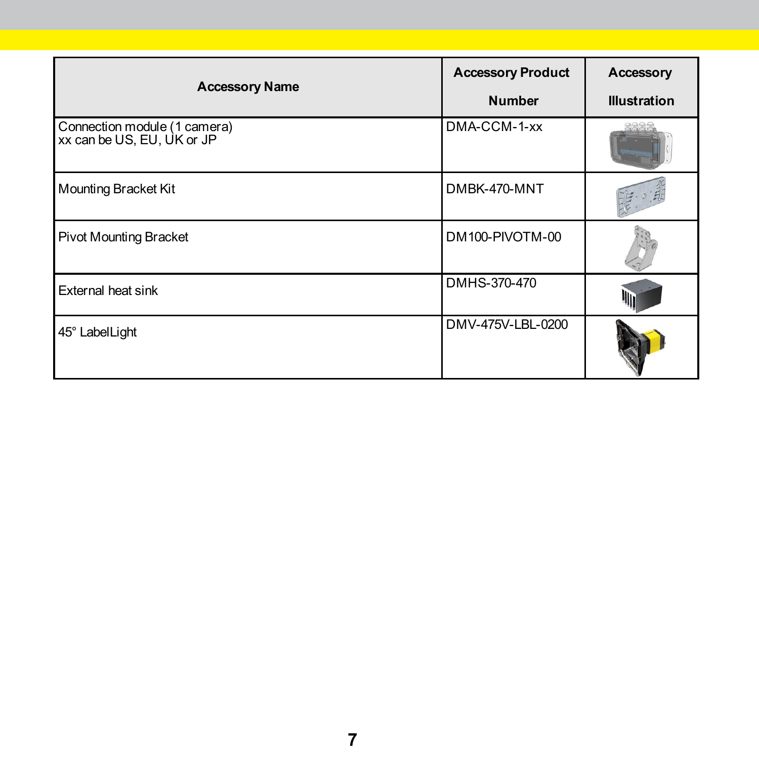| Accessory Name | Accessory Product Number | Accessory Illustration |
| --- | --- | --- |
| Connection module (1 camera)<br>xx can be US, EU, UK or JP | DMA-CCM-1-xx | |
| Mounting Bracket Kit | DMBK-470-MNT | |
| Pivot Mounting Bracket | DM100-PIVOTM-00 | |
| External heat sink | DMHS-370-470 | |
| 45° LabelLight | DMV-475V-LBL-0200 | |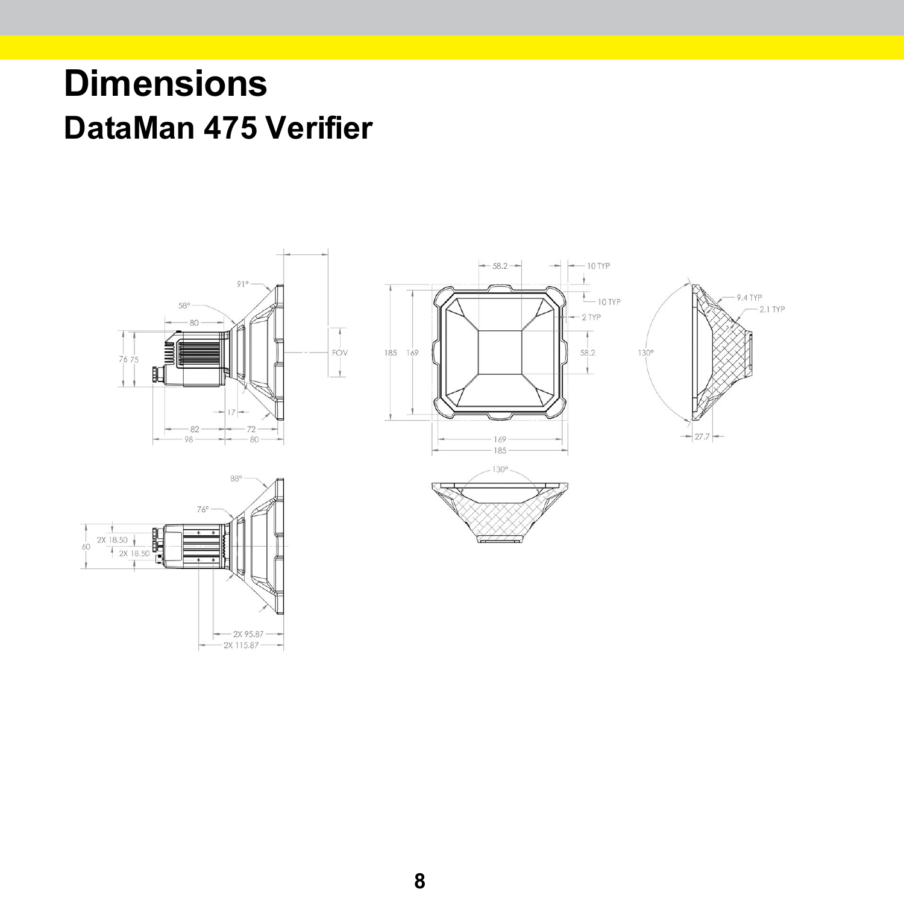# Dimensions

## DataMan 475 Verifier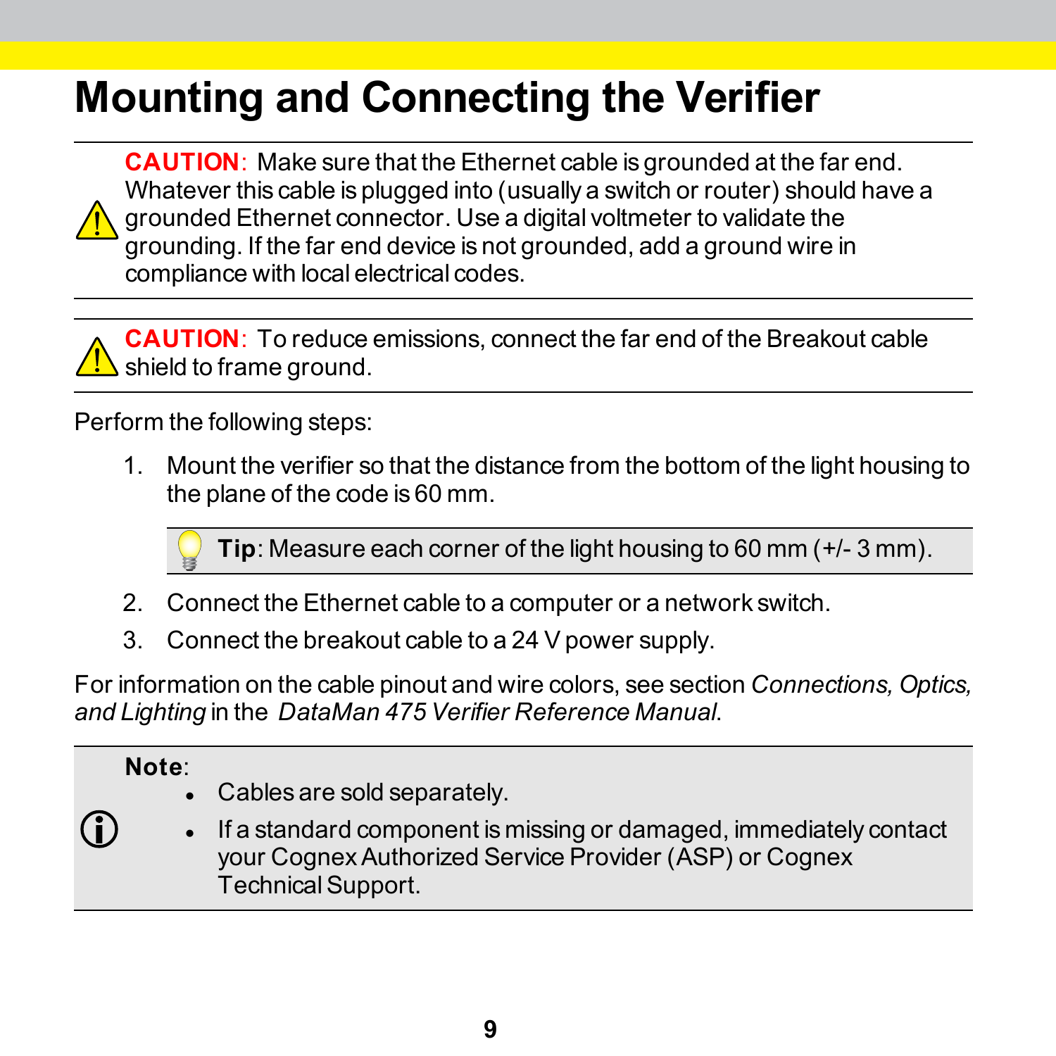# Mounting and Connecting the Verifier

**CAUTION**: Make sure that the Ethernet cable is grounded at the far end. Whatever this cable is plugged into (usually a switch or router) should have a grounded Ethernet connector. Use a digital voltmeter to validate the grounding. If the far end device is not grounded, add a ground wire in compliance with local electrical codes.

**CAUTION**: To reduce emissions, connect the far end of the Breakout cable shield to frame ground.

Perform the following steps:

1. Mount the verifier so that the distance from the bottom of the light housing to the plane of the code is 60 mm.

   **Tip**: Measure each corner of the light housing to 60 mm (+/- 3 mm).

2. Connect the Ethernet cable to a computer or a network switch.
3. Connect the breakout cable to a 24 V power supply.

For information on the cable pinout and wire colors, see section *Connections, Optics, and Lighting* in the *DataMan 475 Verifier Reference Manual*.

**Note**:

- Cables are sold separately.
- If a standard component is missing or damaged, immediately contact your Cognex Authorized Service Provider (ASP) or Cognex Technical Support.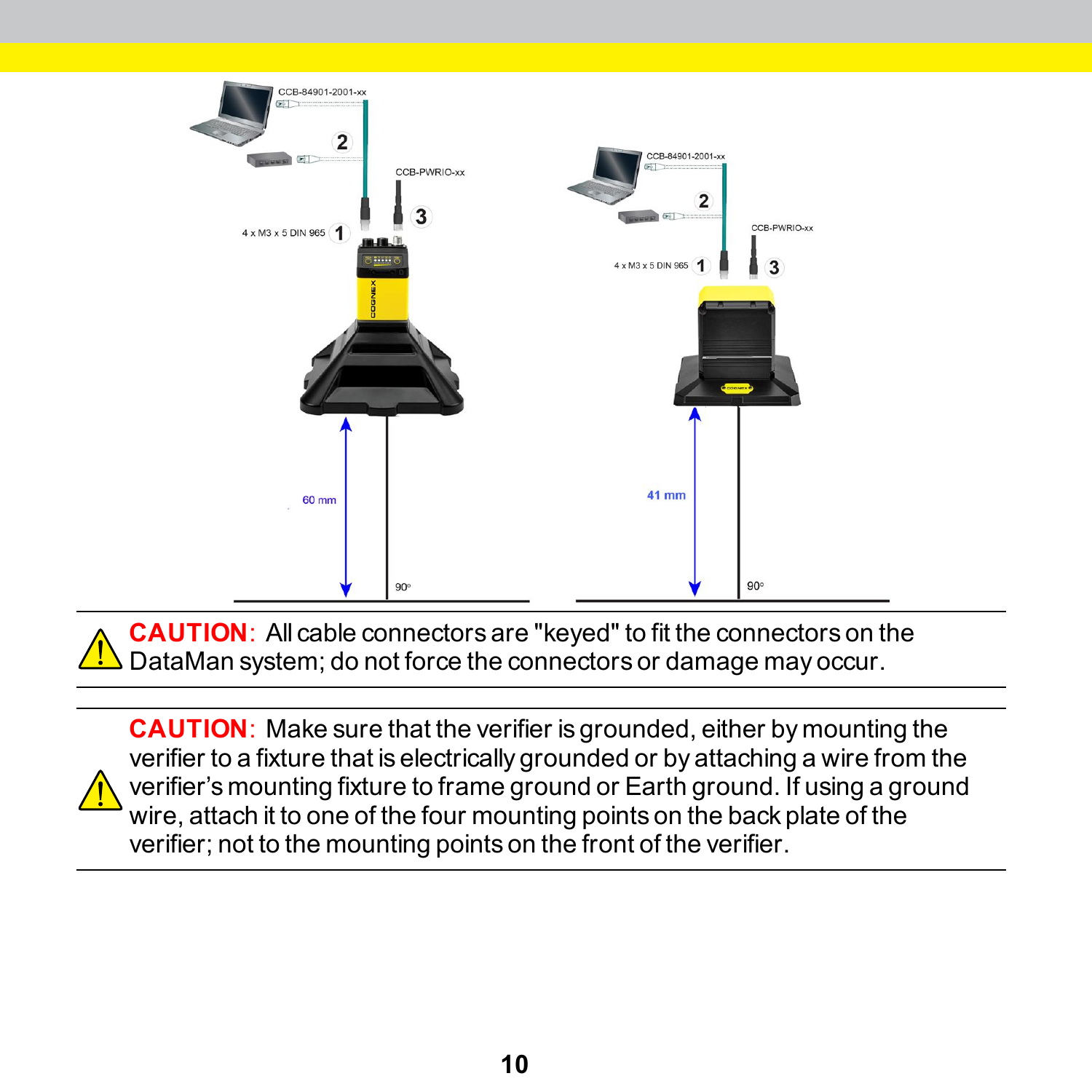CCB-84901-2001-xx

2

CCB-PWRIO-xx

4 x M3 x 5 DIN 965 1

3

60 mm

90°

CCB-84901-2001-xx

2

CCB-PWRIO-xx

4 x M3 x 5 DIN 965 1

3

41 mm

90°

**CAUTION**: All cable connectors are "keyed" to fit the connectors on the DataMan system; do not force the connectors or damage may occur.

**CAUTION**: Make sure that the verifier is grounded, either by mounting the verifier to a fixture that is electrically grounded or by attaching a wire from the verifier's mounting fixture to frame ground or Earth ground. If using a ground wire, attach it to one of the four mounting points on the back plate of the verifier; not to the mounting points on the front of the verifier.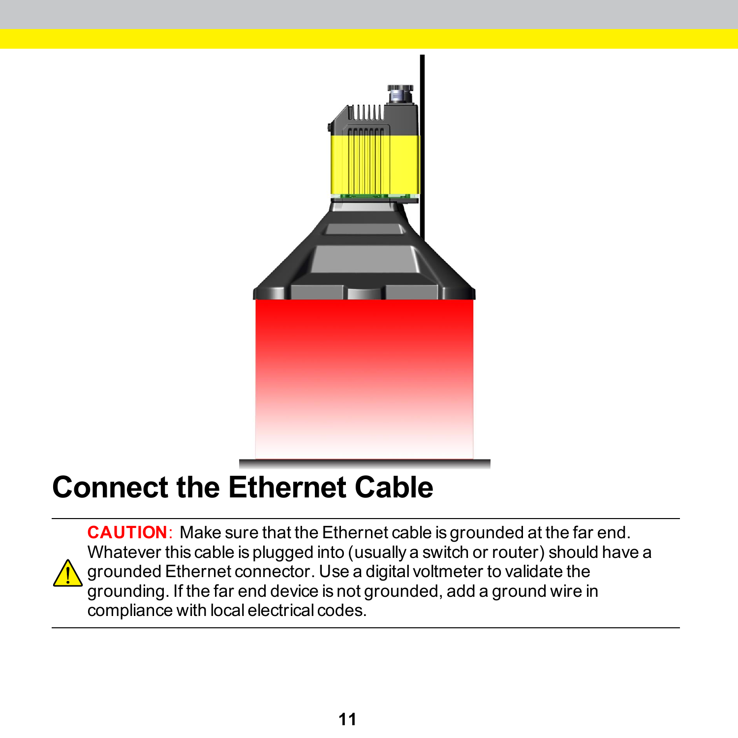# Connect the Ethernet Cable

**CAUTION**: Make sure that the Ethernet cable is grounded at the far end. Whatever this cable is plugged into (usually a switch or router) should have a grounded Ethernet connector. Use a digital voltmeter to validate the grounding. If the far end device is not grounded, add a ground wire in compliance with local electrical codes.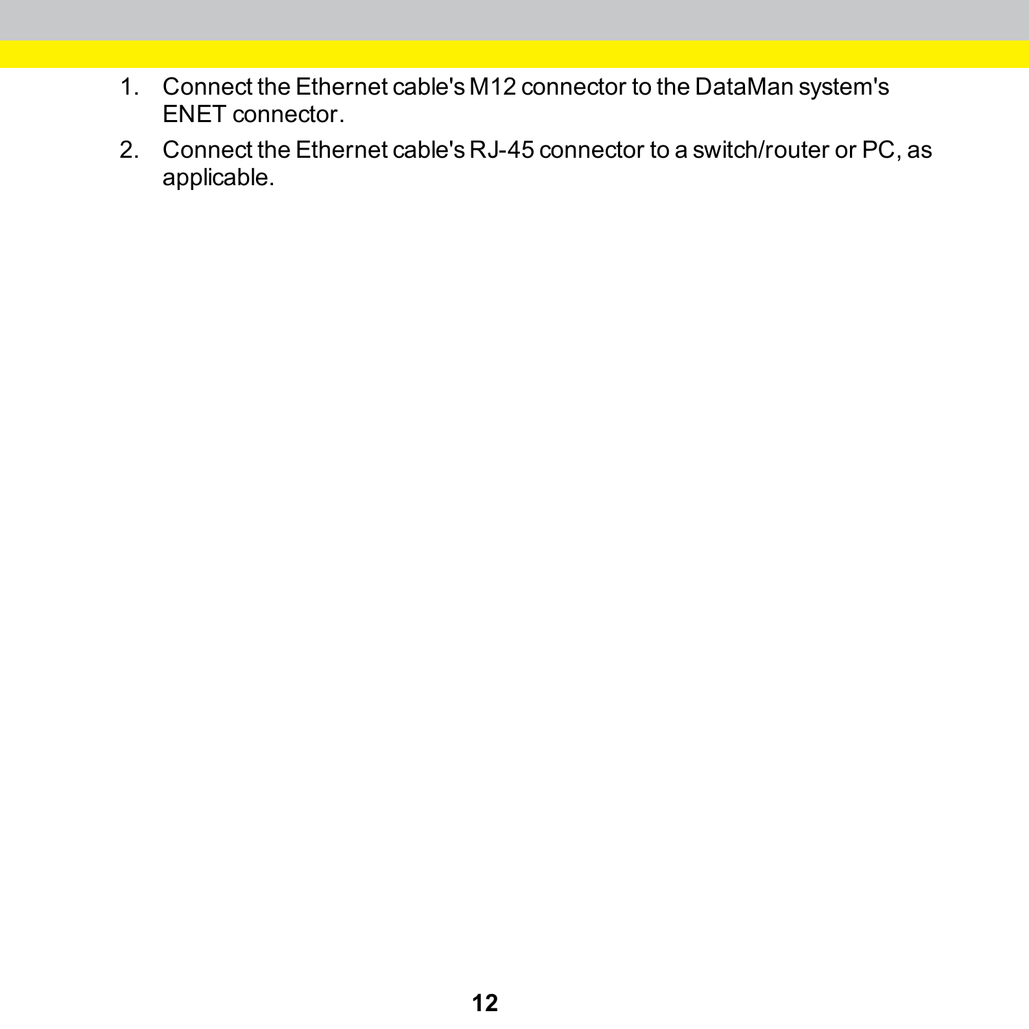1. Connect the Ethernet cable's M12 connector to the DataMan system's ENET connector.
2. Connect the Ethernet cable's RJ-45 connector to a switch/router or PC, as applicable.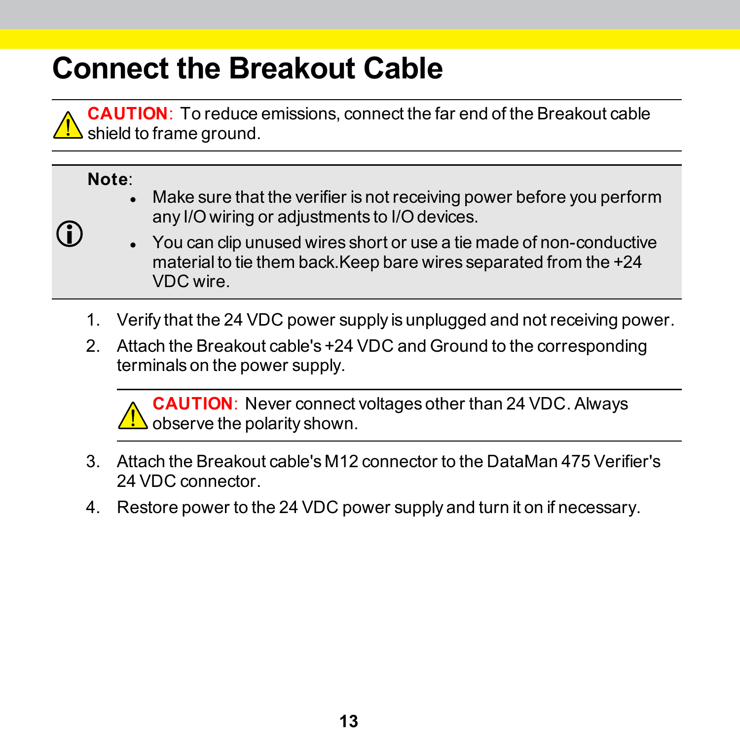# Connect the Breakout Cable

**CAUTION**: To reduce emissions, connect the far end of the Breakout cable shield to frame ground.

**Note**:

- Make sure that the verifier is not receiving power before you perform any I/O wiring or adjustments to I/O devices.
- You can clip unused wires short or use a tie made of non-conductive material to tie them back.Keep bare wires separated from the +24 VDC wire.

1. Verify that the 24 VDC power supply is unplugged and not receiving power.
2. Attach the Breakout cable's +24 VDC and Ground to the corresponding terminals on the power supply.

   **CAUTION**: Never connect voltages other than 24 VDC. Always observe the polarity shown.

3. Attach the Breakout cable's M12 connector to the DataMan 475 Verifier's 24 VDC connector.
4. Restore power to the 24 VDC power supply and turn it on if necessary.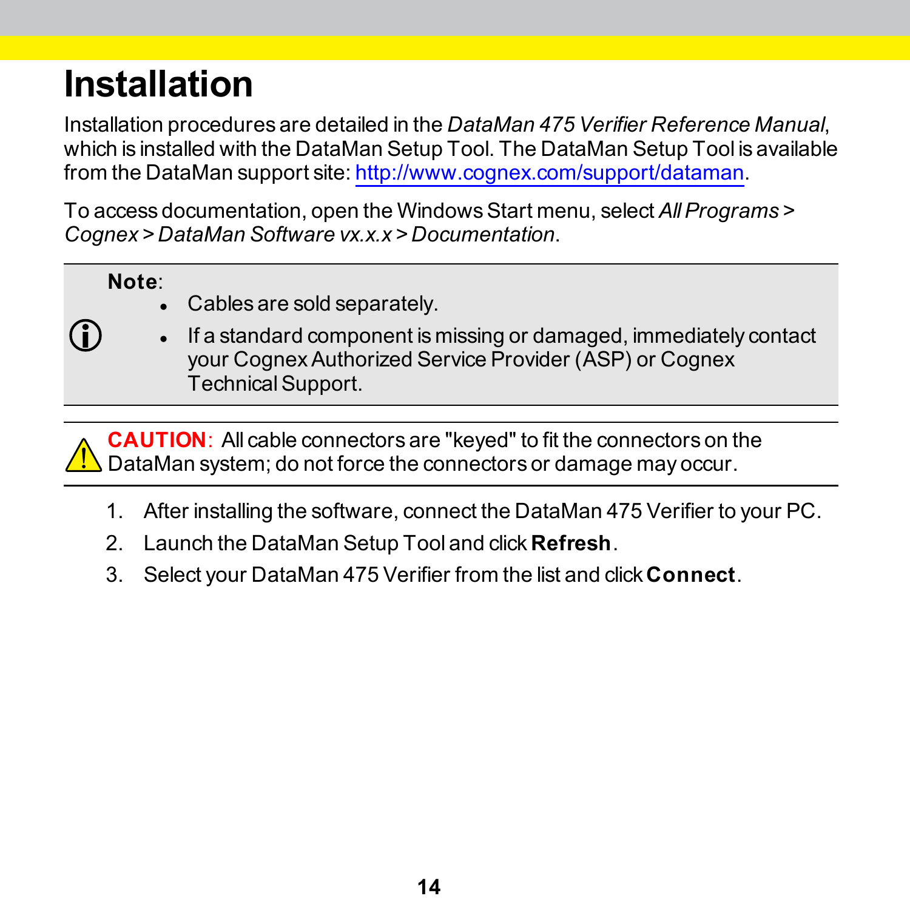# Installation

Installation procedures are detailed in the *DataMan 475 Verifier Reference Manual*, which is installed with the DataMan Setup Tool. The DataMan Setup Tool is available from the DataMan support site: [http://www.cognex.com/support/dataman](http://www.cognex.com/support/dataman).

To access documentation, open the Windows Start menu, select *All Programs > Cognex > DataMan Software vx.x.x > Documentation*.

**Note**:

- Cables are sold separately.
- If a standard component is missing or damaged, immediately contact your Cognex Authorized Service Provider (ASP) or Cognex Technical Support.

**CAUTION**: All cable connectors are "keyed" to fit the connectors on the DataMan system; do not force the connectors or damage may occur.

1. After installing the software, connect the DataMan 475 Verifier to your PC.
2. Launch the DataMan Setup Tool and click **Refresh**.
3. Select your DataMan 475 Verifier from the list and click **Connect**.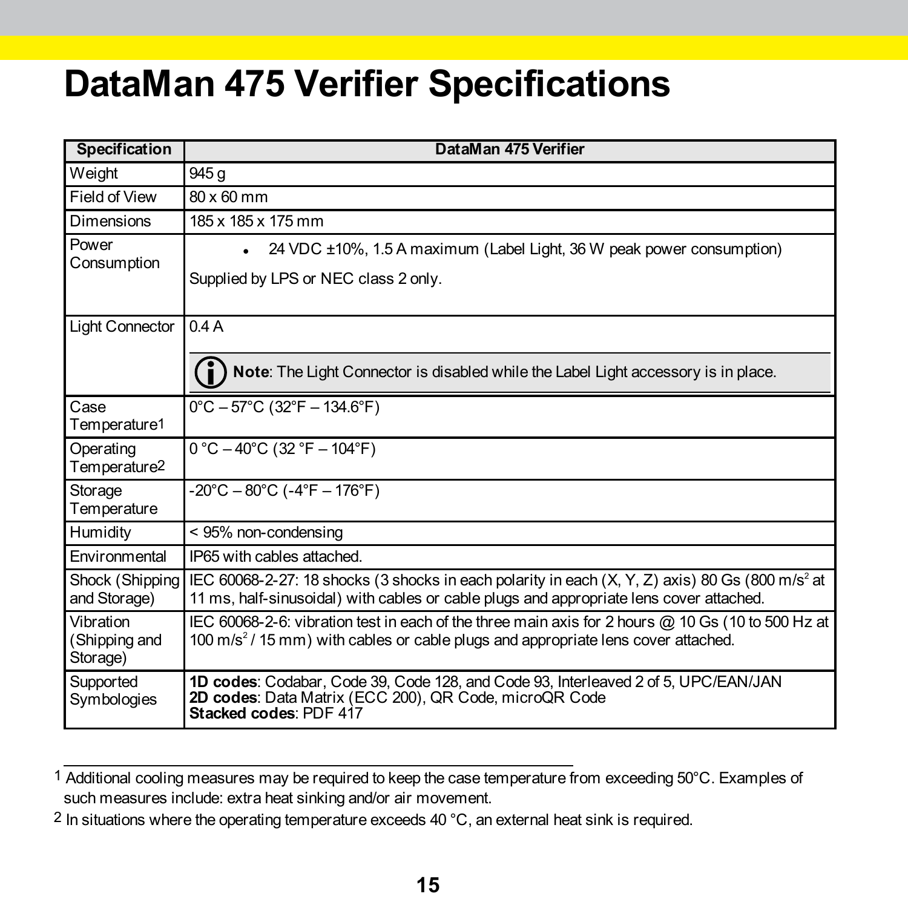# DataMan 475 Verifier Specifications

| Specification | DataMan 475 Verifier |
|---|---|
| Weight | 945 g |
| Field of View | 80 x 60 mm |
| Dimensions | 185 x 185 x 175 mm |
| Power Consumption | • 24 VDC ±10%, 1.5 A maximum (Label Light, 36 W peak power consumption)<br>Supplied by LPS or NEC class 2 only. |
| Light Connector | 0.4 A<br>**Note**: The Light Connector is disabled while the Label Light accessory is in place. |
| Case Temperature[1] | 0°C – 57°C (32°F – 134.6°F) |
| Operating Temperature[2] | 0 °C – 40°C (32 °F – 104°F) |
| Storage Temperature | -20°C – 80°C (-4°F – 176°F) |
| Humidity | < 95% non-condensing |
| Environmental | IP65 with cables attached. |
| Shock (Shipping and Storage) | IEC 60068-2-27: 18 shocks (3 shocks in each polarity in each (X, Y, Z) axis) 80 Gs (800 $m/s^2$ at 11 ms, half-sinusoidal) with cables or cable plugs and appropriate lens cover attached. |
| Vibration (Shipping and Storage) | IEC 60068-2-6: vibration test in each of the three main axis for 2 hours @ 10 Gs (10 to 500 Hz at 100 $m/s^2$ / 15 mm) with cables or cable plugs and appropriate lens cover attached. |
| Supported Symbologies | **1D codes**: Codabar, Code 39, Code 128, and Code 93, Interleaved 2 of 5, UPC/EAN/JAN<br>**2D codes**: Data Matrix (ECC 200), QR Code, microQR Code<br>**Stacked codes**: PDF 417 |

[1] Additional cooling measures may be required to keep the case temperature from exceeding 50°C. Examples of such measures include: extra heat sinking and/or air movement.

[2] In situations where the operating temperature exceeds 40 °C, an external heat sink is required.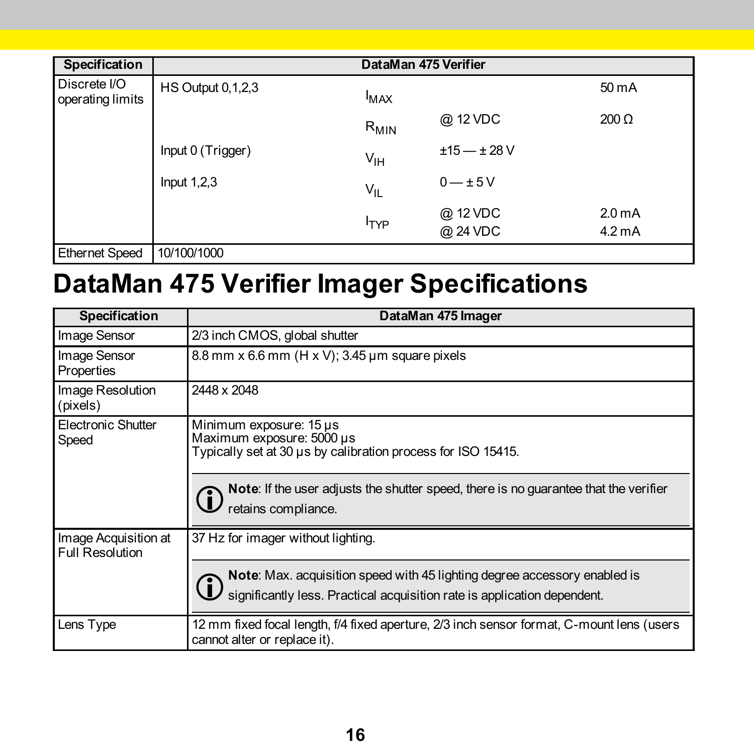| Specification | DataMan 475 Verifier | | | |
|---|---|---|---|---|
| Discrete I/O operating limits | HS Output 0,1,2,3 | $I_{MAX}$ | | 50 mA |
| | | $R_{MIN}$ | @ 12 VDC | 200 Ω |
| | Input 0 (Trigger) | $V_{IH}$ | ±15 — ± 28 V | |
| | Input 1,2,3 | $V_{IL}$ | 0 — ± 5 V | |
| | | $I_{TYP}$ | @ 12 VDC<br>@ 24 VDC | 2.0 mA<br>4.2 mA |
| Ethernet Speed | 10/100/1000 | | | |

# DataMan 475 Verifier Imager Specifications

| Specification | DataMan 475 Imager |
|---|---|
| Image Sensor | 2/3 inch CMOS, global shutter |
| Image Sensor Properties | 8.8 mm x 6.6 mm (H x V); 3.45 µm square pixels |
| Image Resolution (pixels) | 2448 x 2048 |
| Electronic Shutter Speed | Minimum exposure: 15 µs<br>Maximum exposure: 5000 µs<br>Typically set at 30 µs by calibration process for ISO 15415.<br><br>**Note**: If the user adjusts the shutter speed, there is no guarantee that the verifier retains compliance. |
| Image Acquisition at Full Resolution | 37 Hz for imager without lighting.<br><br>**Note**: Max. acquisition speed with 45 lighting degree accessory enabled is significantly less. Practical acquisition rate is application dependent. |
| Lens Type | 12 mm fixed focal length, f/4 fixed aperture, 2/3 inch sensor format, C-mount lens (users cannot alter or replace it). |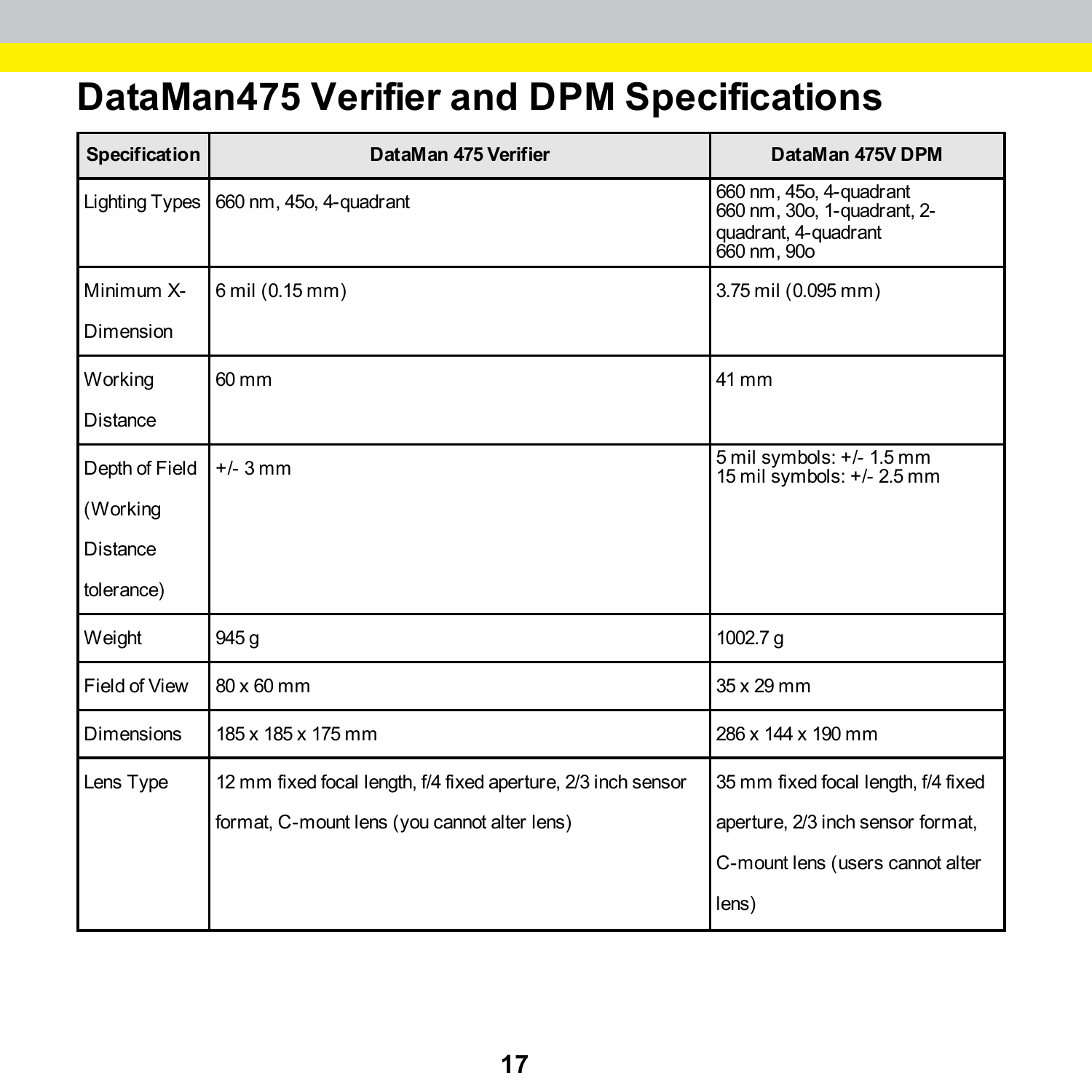# DataMan475 Verifier and DPM Specifications

| Specification | DataMan 475 Verifier | DataMan 475V DPM |
| --- | --- | --- |
| Lighting Types | 660 nm, 45o, 4-quadrant | 660 nm, 45o, 4-quadrant<br>660 nm, 30o, 1-quadrant, 2-quadrant, 4-quadrant<br>660 nm, 90o |
| Minimum X-Dimension | 6 mil (0.15 mm) | 3.75 mil (0.095 mm) |
| Working Distance | 60 mm | 41 mm |
| Depth of Field (Working Distance tolerance) | +/- 3 mm | 5 mil symbols: +/- 1.5 mm<br>15 mil symbols: +/- 2.5 mm |
| Weight | 945 g | 1002.7 g |
| Field of View | 80 x 60 mm | 35 x 29 mm |
| Dimensions | 185 x 185 x 175 mm | 286 x 144 x 190 mm |
| Lens Type | 12 mm fixed focal length, f/4 fixed aperture, 2/3 inch sensor format, C-mount lens (you cannot alter lens) | 35 mm fixed focal length, f/4 fixed aperture, 2/3 inch sensor format, C-mount lens (users cannot alter lens) |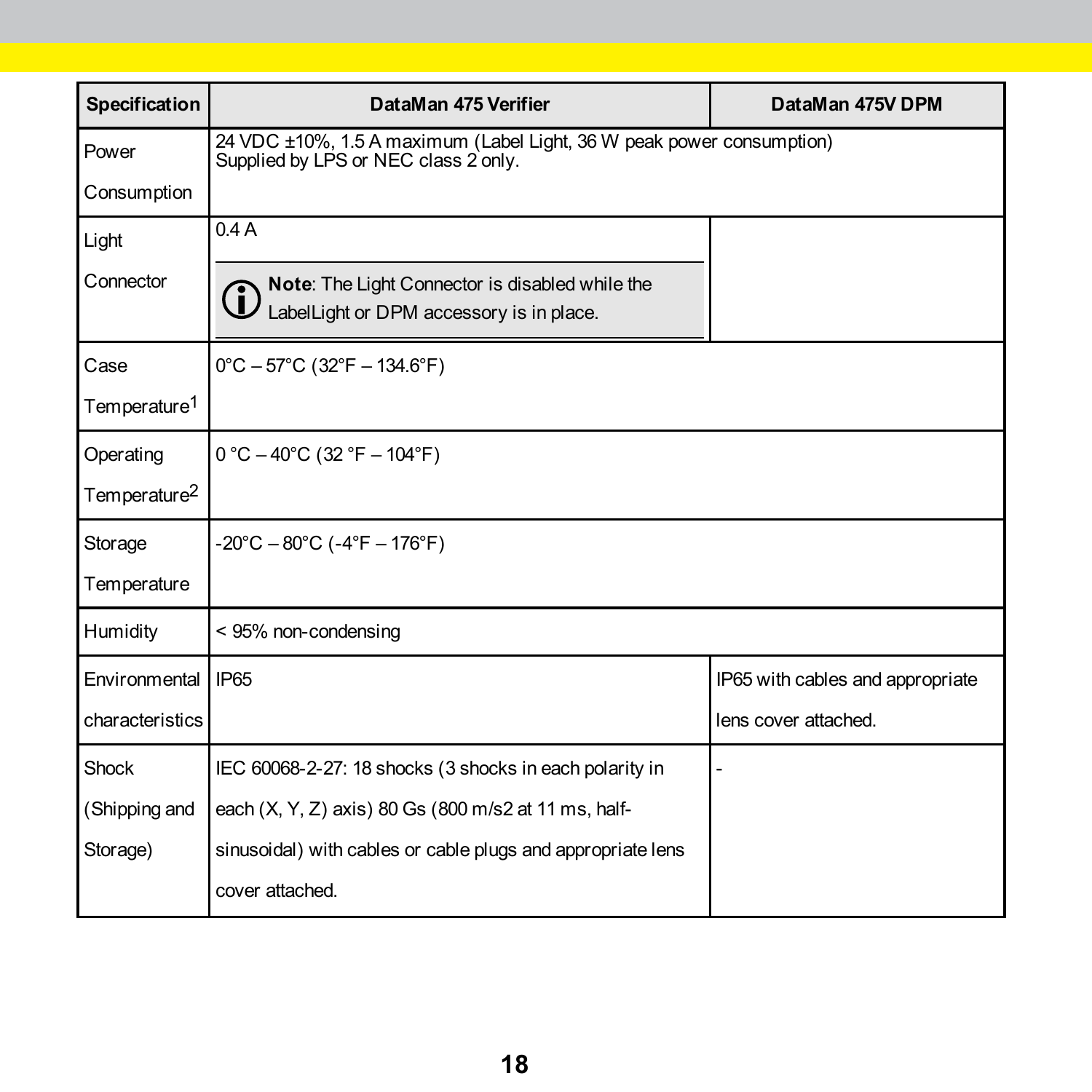| Specification | DataMan 475 Verifier | DataMan 475V DPM |
| --- | --- | --- |
| Power Consumption | 24 VDC ±10%, 1.5 A maximum (Label Light, 36 W peak power consumption) Supplied by LPS or NEC class 2 only. | |
| Light Connector | 0.4 A<br>**Note**: The Light Connector is disabled while the LabelLight or DPM accessory is in place. | |
| Case Temperature[1] | 0°C – 57°C (32°F – 134.6°F) | |
| Operating Temperature[2] | 0 °C – 40°C (32 °F – 104°F) | |
| Storage Temperature | -20°C – 80°C (-4°F – 176°F) | |
| Humidity | < 95% non-condensing | |
| Environmental characteristics | IP65 | IP65 with cables and appropriate lens cover attached. |
| Shock (Shipping and Storage) | IEC 60068-2-27: 18 shocks (3 shocks in each polarity in each (X, Y, Z) axis) 80 Gs (800 m/s2 at 11 ms, half-sinusoidal) with cables or cable plugs and appropriate lens cover attached. | - |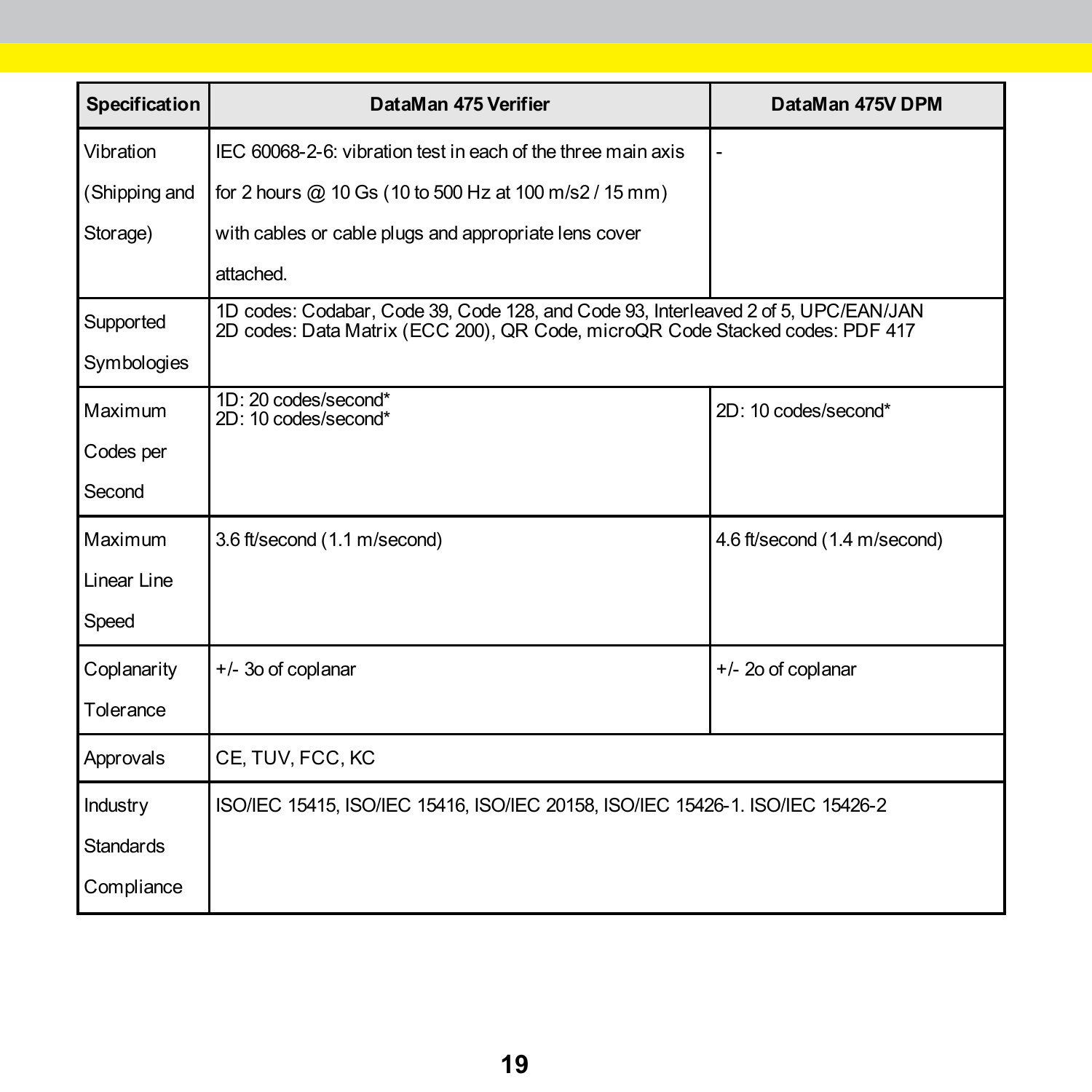| Specification | DataMan 475 Verifier | DataMan 475V DPM |
|---|---|---|
| Vibration (Shipping and Storage) | IEC 60068-2-6: vibration test in each of the three main axis for 2 hours @ 10 Gs (10 to 500 Hz at 100 m/s2 / 15 mm) with cables or cable plugs and appropriate lens cover attached. | - |
| Supported Symbologies | 1D codes: Codabar, Code 39, Code 128, and Code 93, Interleaved 2 of 5, UPC/EAN/JAN<br>2D codes: Data Matrix (ECC 200), QR Code, microQR Code Stacked codes: PDF 417 | |
| Maximum Codes per Second | 1D: 20 codes/second*<br>2D: 10 codes/second* | 2D: 10 codes/second* |
| Maximum Linear Line Speed | 3.6 ft/second (1.1 m/second) | 4.6 ft/second (1.4 m/second) |
| Coplanarity Tolerance | +/- 3o of coplanar | +/- 2o of coplanar |
| Approvals | CE, TUV, FCC, KC | |
| Industry Standards Compliance | ISO/IEC 15415, ISO/IEC 15416, ISO/IEC 20158, ISO/IEC 15426-1. ISO/IEC 15426-2 | |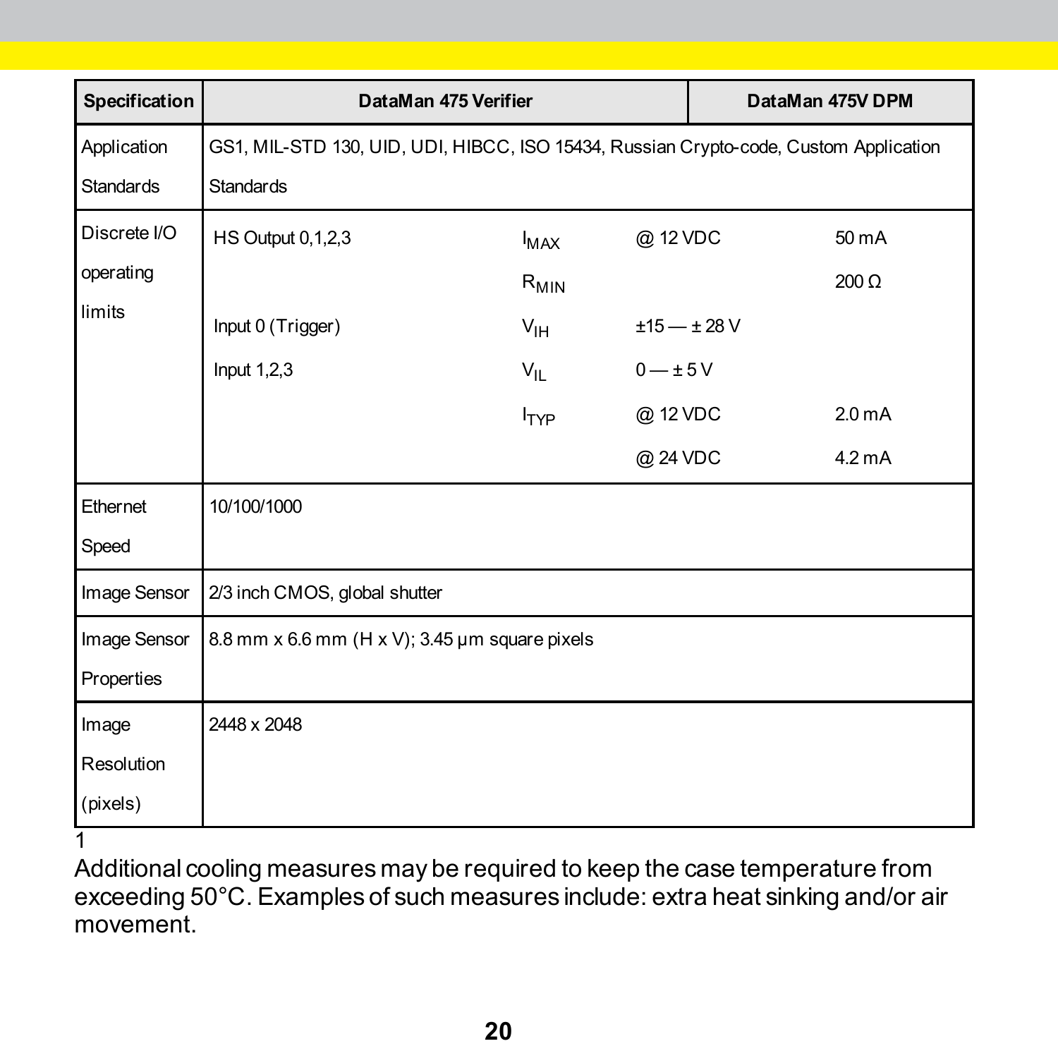| Specification | DataMan 475 Verifier | DataMan 475V DPM |
|---|---|---|
| Application Standards | GS1, MIL-STD 130, UID, UDI, HIBCC, ISO 15434, Russian Crypto-code, Custom Application Standards | |
| Discrete I/O operating limits | HS Output 0,1,2,3 — $I_{MAX}$ @ 12 VDC 50 mA; $R_{MIN}$ 200 Ω<br>Input 0 (Trigger) — $V_{IH}$ ±15 — ± 28 V<br>Input 1,2,3 — $V_{IL}$ 0 — ± 5 V<br>$I_{TYP}$ @ 12 VDC 2.0 mA; @ 24 VDC 4.2 mA | |
| Ethernet Speed | 10/100/1000 | |
| Image Sensor | 2/3 inch CMOS, global shutter | |
| Image Sensor Properties | 8.8 mm x 6.6 mm (H x V); 3.45 µm square pixels | |
| Image Resolution (pixels) | 2448 x 2048 | |

1

Additional cooling measures may be required to keep the case temperature from exceeding 50°C. Examples of such measures include: extra heat sinking and/or air movement.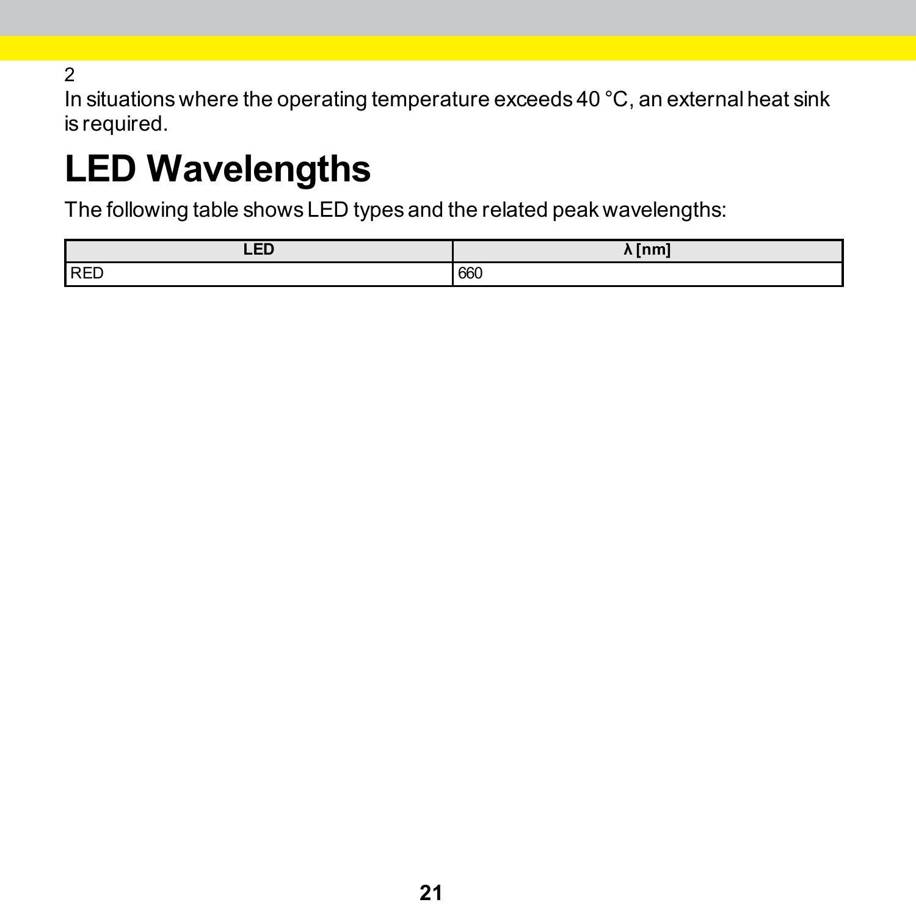2
In situations where the operating temperature exceeds 40 °C, an external heat sink is required.

# LED Wavelengths

The following table shows LED types and the related peak wavelengths:

| LED | λ [nm] |
| --- | --- |
| RED | 660 |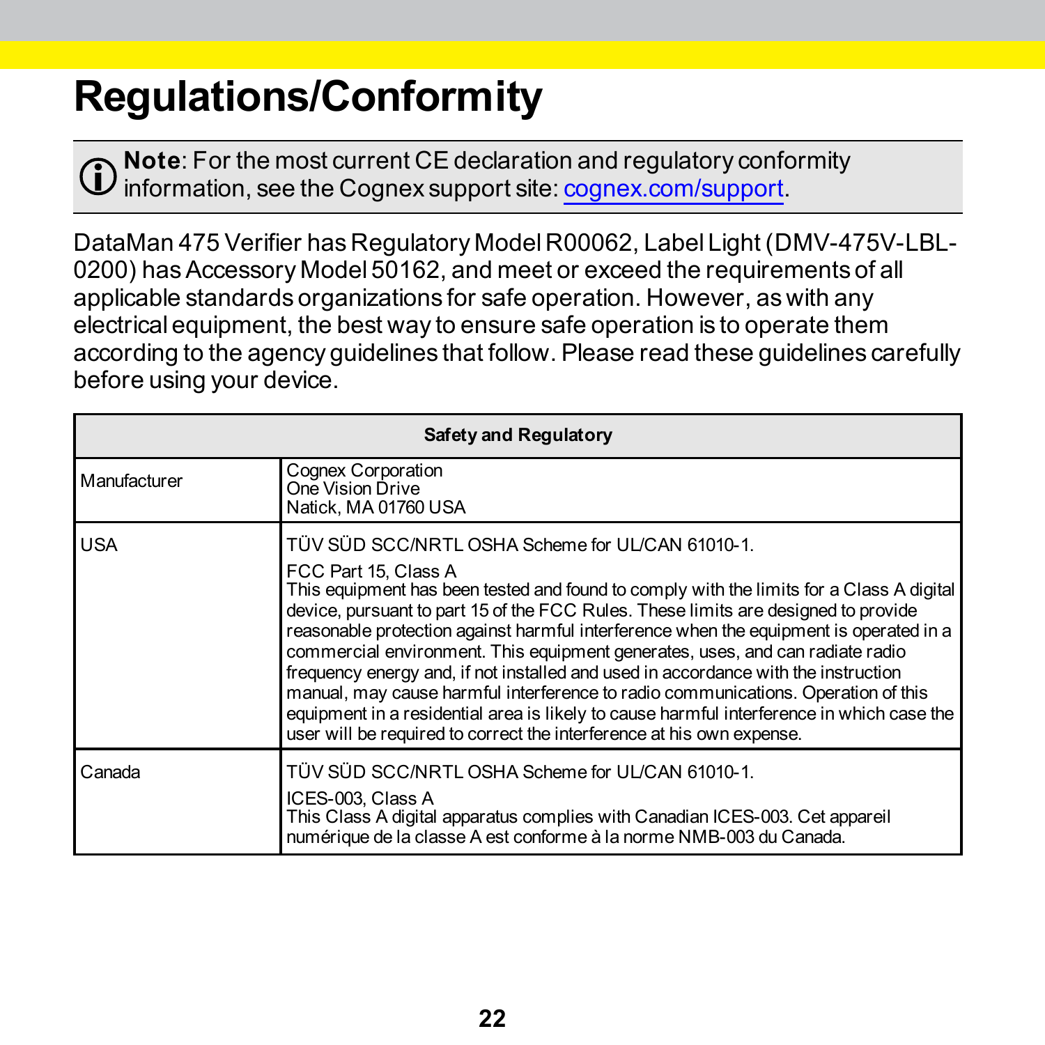# Regulations/Conformity

> **Note**: For the most current CE declaration and regulatory conformity information, see the Cognex support site: cognex.com/support.

DataMan 475 Verifier has Regulatory Model R00062, Label Light (DMV-475V-LBL-0200) has Accessory Model 50162, and meet or exceed the requirements of all applicable standards organizations for safe operation. However, as with any electrical equipment, the best way to ensure safe operation is to operate them according to the agency guidelines that follow. Please read these guidelines carefully before using your device.

| Safety and Regulatory | |
|---|---|
| Manufacturer | Cognex Corporation<br>One Vision Drive<br>Natick, MA 01760 USA |
| USA | TÜV SÜD SCC/NRTL OSHA Scheme for UL/CAN 61010-1.<br><br>FCC Part 15, Class A<br>This equipment has been tested and found to comply with the limits for a Class A digital device, pursuant to part 15 of the FCC Rules. These limits are designed to provide reasonable protection against harmful interference when the equipment is operated in a commercial environment. This equipment generates, uses, and can radiate radio frequency energy and, if not installed and used in accordance with the instruction manual, may cause harmful interference to radio communications. Operation of this equipment in a residential area is likely to cause harmful interference in which case the user will be required to correct the interference at his own expense. |
| Canada | TÜV SÜD SCC/NRTL OSHA Scheme for UL/CAN 61010-1.<br><br>ICES-003, Class A<br>This Class A digital apparatus complies with Canadian ICES-003. Cet appareil numérique de la classe A est conforme à la norme NMB-003 du Canada. |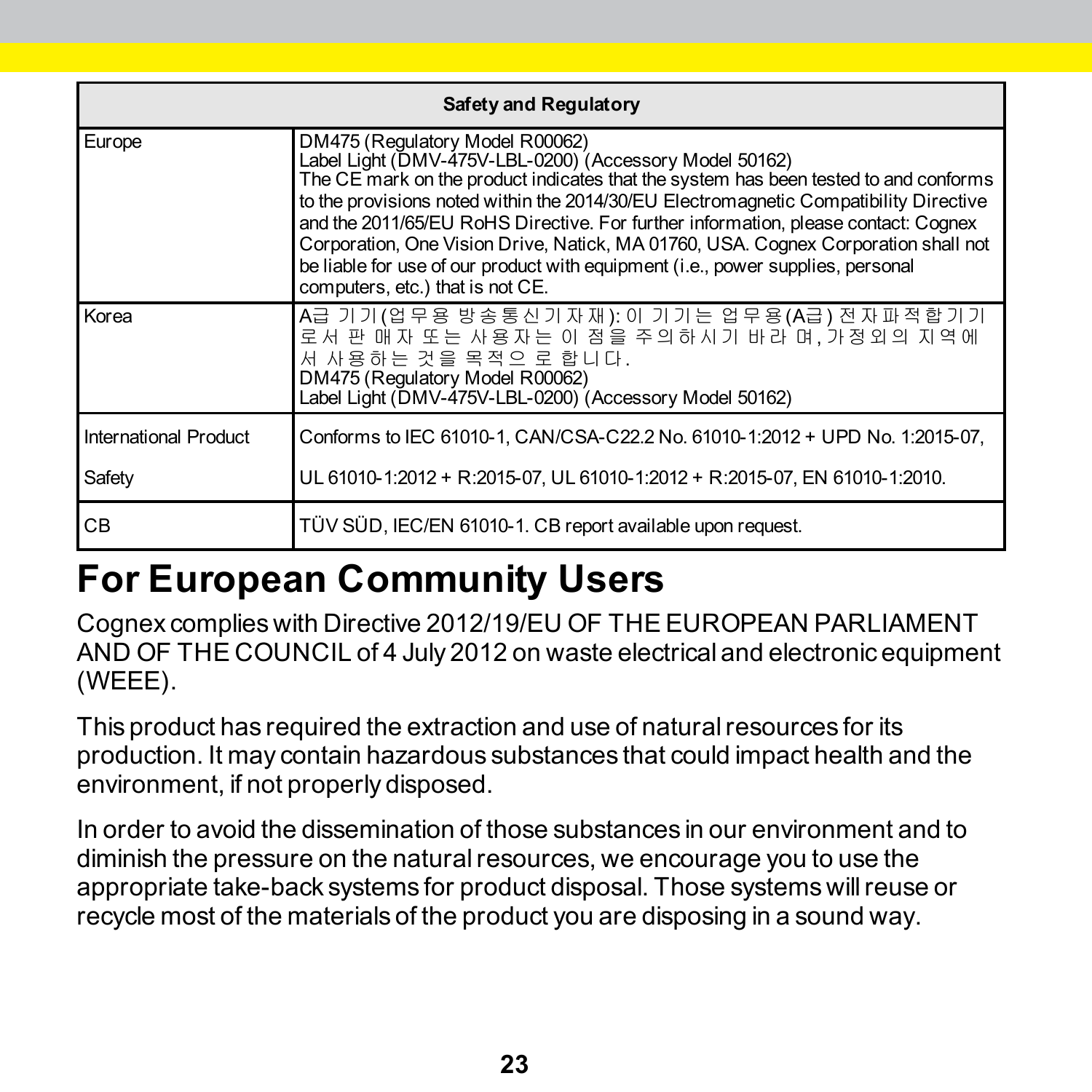| Safety and Regulatory | |
|---|---|
| Europe | DM475 (Regulatory Model R00062)<br>Label Light (DMV-475V-LBL-0200) (Accessory Model 50162)<br>The CE mark on the product indicates that the system has been tested to and conforms to the provisions noted within the 2014/30/EU Electromagnetic Compatibility Directive and the 2011/65/EU RoHS Directive. For further information, please contact: Cognex Corporation, One Vision Drive, Natick, MA 01760, USA. Cognex Corporation shall not be liable for use of our product with equipment (i.e., power supplies, personal computers, etc.) that is not CE. |
| Korea | A급 기기(업무용 방송통신기자재): 이 기기는 업무용(A급) 전자파적합기기로서 판매자 또는 사용자는 이 점을 주의하시기 바라며, 가정외의 지역에서 사용하는 것을 목적으로 합니다.<br>DM475 (Regulatory Model R00062)<br>Label Light (DMV-475V-LBL-0200) (Accessory Model 50162) |
| International Product Safety | Conforms to IEC 61010-1, CAN/CSA-C22.2 No. 61010-1:2012 + UPD No. 1:2015-07, UL 61010-1:2012 + R:2015-07, UL 61010-1:2012 + R:2015-07, EN 61010-1:2010. |
| CB | TÜV SÜD, IEC/EN 61010-1. CB report available upon request. |

# For European Community Users

Cognex complies with Directive 2012/19/EU OF THE EUROPEAN PARLIAMENT AND OF THE COUNCIL of 4 July 2012 on waste electrical and electronic equipment (WEEE).

This product has required the extraction and use of natural resources for its production. It may contain hazardous substances that could impact health and the environment, if not properly disposed.

In order to avoid the dissemination of those substances in our environment and to diminish the pressure on the natural resources, we encourage you to use the appropriate take-back systems for product disposal. Those systems will reuse or recycle most of the materials of the product you are disposing in a sound way.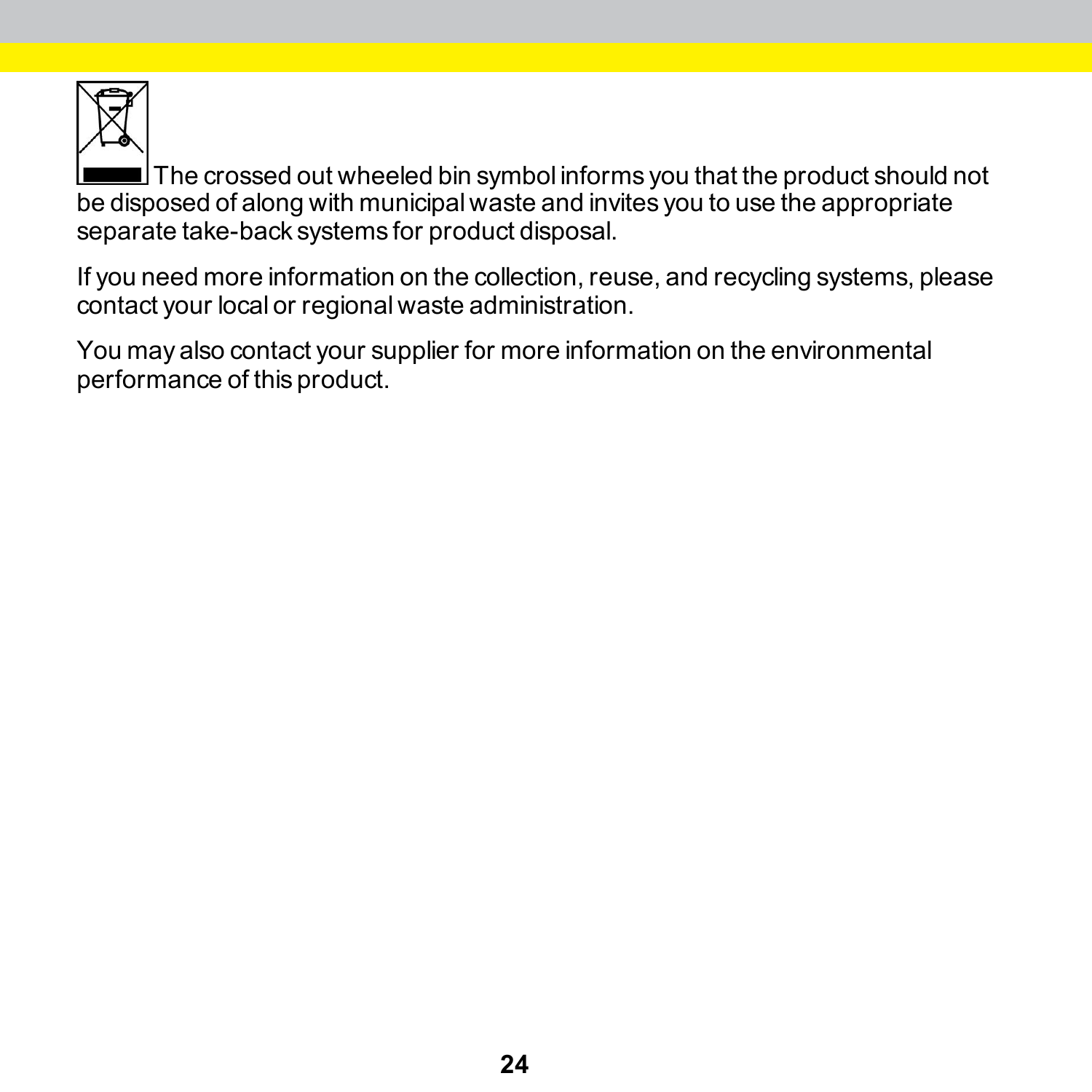The crossed out wheeled bin symbol informs you that the product should not be disposed of along with municipal waste and invites you to use the appropriate separate take-back systems for product disposal.

If you need more information on the collection, reuse, and recycling systems, please contact your local or regional waste administration.

You may also contact your supplier for more information on the environmental performance of this product.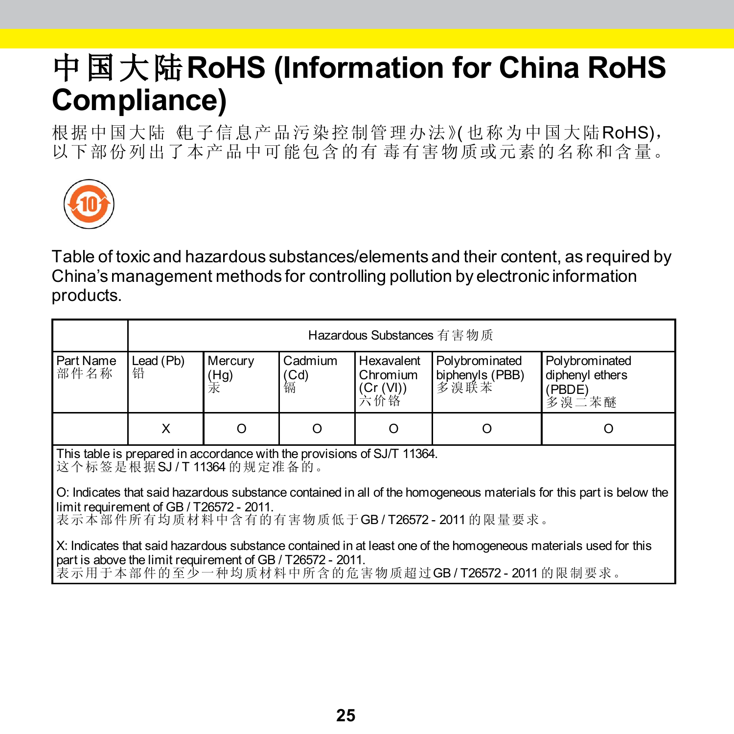# 中国大陆RoHS (Information for China RoHS Compliance)

根据中国大陆《电子信息产品污染控制管理办法》(也称为中国大陆RoHS)，以下部份列出了本产品中可能包含的有毒有害物质或元素的名称和含量。

Table of toxic and hazardous substances/elements and their content, as required by China's management methods for controlling pollution by electronic information products.

| | Hazardous Substances 有害物质 | | | | | |
|---|---|---|---|---|---|---|
| Part Name 部件名称 | Lead (Pb) 铅 | Mercury (Hg) 汞 | Cadmium (Cd) 镉 | Hexavalent Chromium (Cr (VI)) 六价铬 | Polybrominated biphenyls (PBB) 多溴联苯 | Polybrominated diphenyl ethers (PBDE) 多溴二苯醚 |
| | X | O | O | O | O | O |

This table is prepared in accordance with the provisions of SJ/T 11364.
这个标签是根据SJ / T 11364的规定准备的。

O: Indicates that said hazardous substance contained in all of the homogeneous materials for this part is below the limit requirement of GB / T26572 - 2011.
表示本部件所有均质材料中含有的有害物质低于GB / T26572 - 2011的限量要求。

X: Indicates that said hazardous substance contained in at least one of the homogeneous materials used for this part is above the limit requirement of GB / T26572 - 2011.
表示用于本部件的至少一种均质材料中所含的危害物质超过GB / T26572 - 2011的限制要求。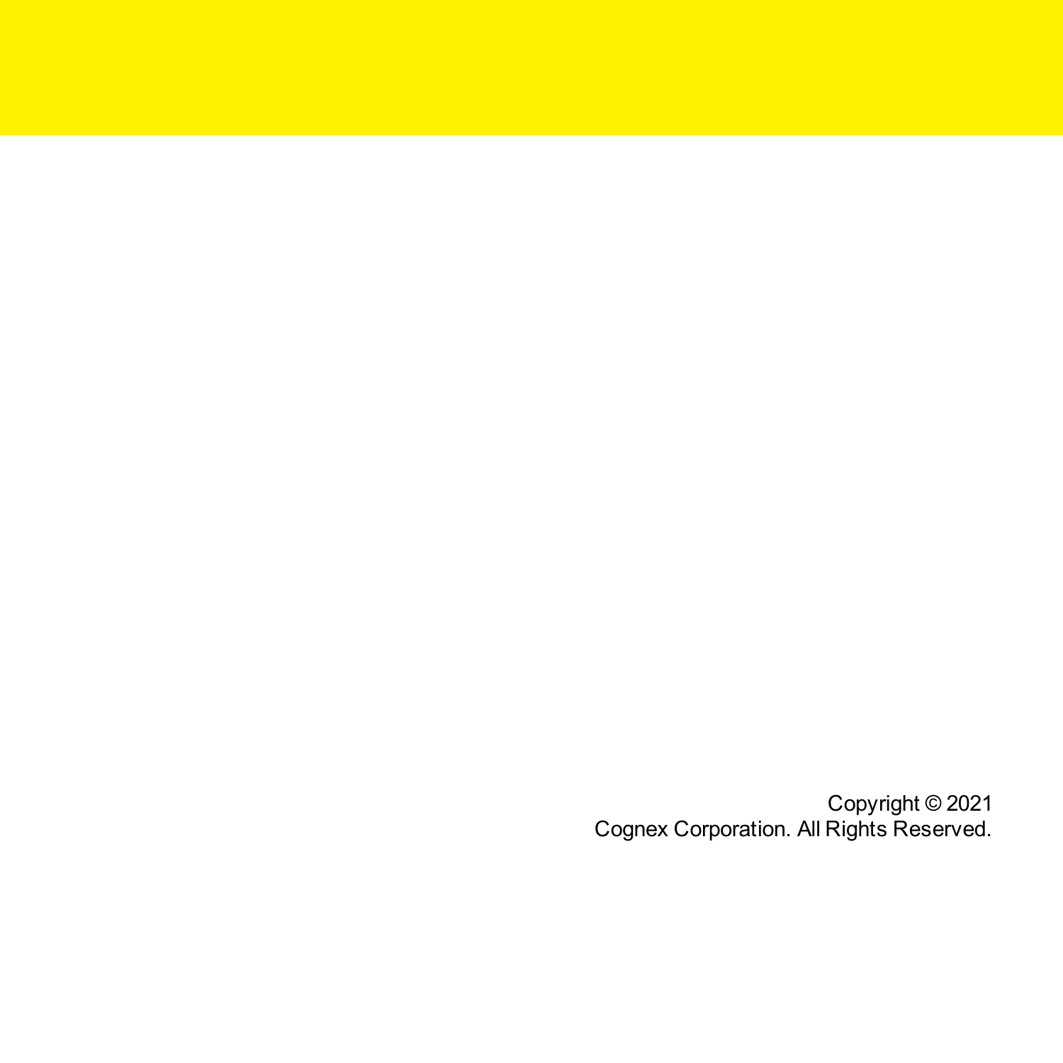Copyright © 2021
Cognex Corporation. All Rights Reserved.